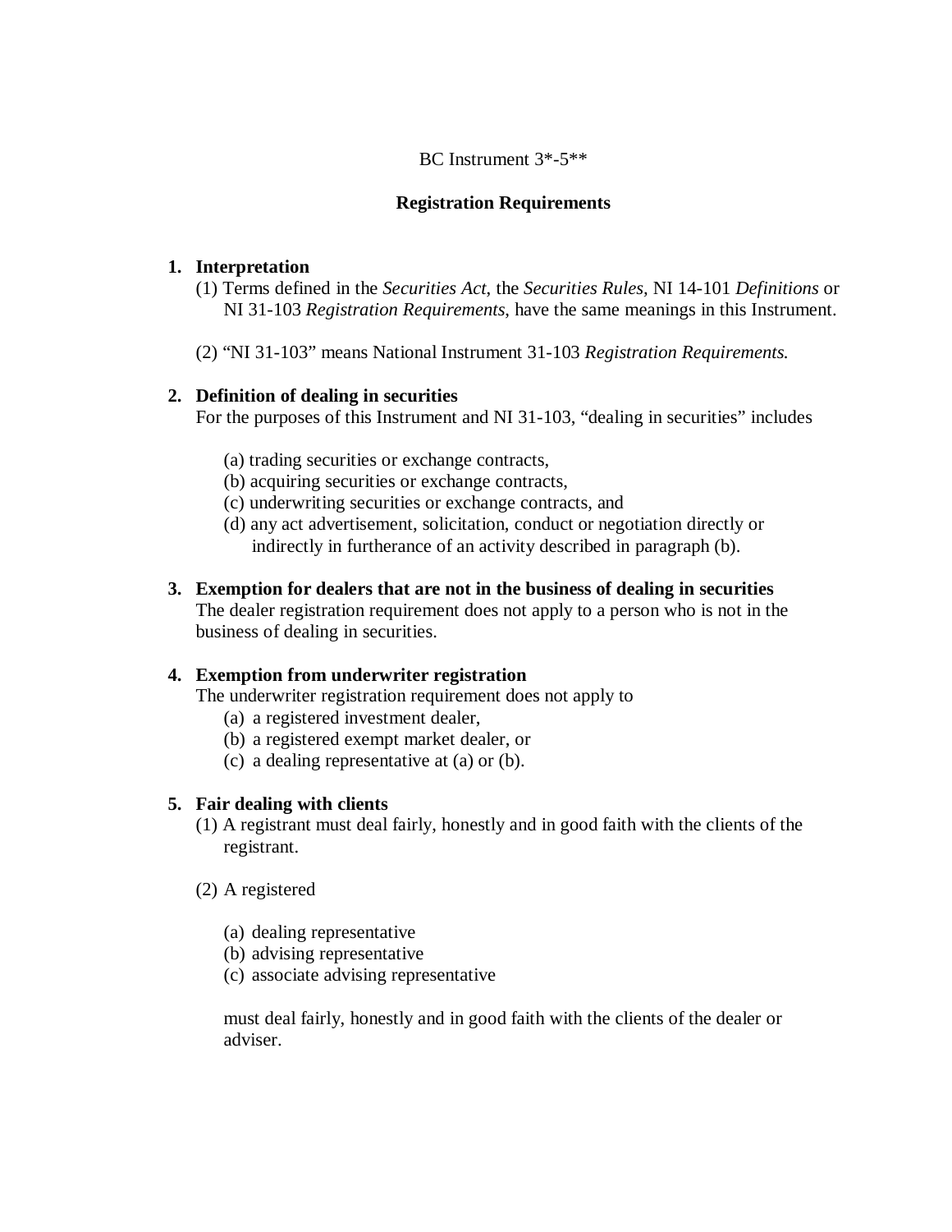BC Instrument 3*-5**

## Registration Requirements

### 1. Interpretation

(1) Terms defined in the *Securities Act*, the *Securities Rules*, NI 14-101 *Definitions* or NI 31-103 *Registration Requirements*, have the same meanings in this Instrument.

(2) "NI 31-103" means National Instrument 31-103 *Registration Requirements.*

### 2. Definition of dealing in securities

For the purposes of this Instrument and NI 31-103, "dealing in securities" includes

(a) trading securities or exchange contracts,
(b) acquiring securities or exchange contracts,
(c) underwriting securities or exchange contracts, and
(d) any act advertisement, solicitation, conduct or negotiation directly or indirectly in furtherance of an activity described in paragraph (b).

### 3. Exemption for dealers that are not in the business of dealing in securities

The dealer registration requirement does not apply to a person who is not in the business of dealing in securities.

### 4. Exemption from underwriter registration

The underwriter registration requirement does not apply to

(a) a registered investment dealer,
(b) a registered exempt market dealer, or
(c) a dealing representative at (a) or (b).

### 5. Fair dealing with clients

(1) A registrant must deal fairly, honestly and in good faith with the clients of the registrant.

(2) A registered

(a) dealing representative
(b) advising representative
(c) associate advising representative

must deal fairly, honestly and in good faith with the clients of the dealer or adviser.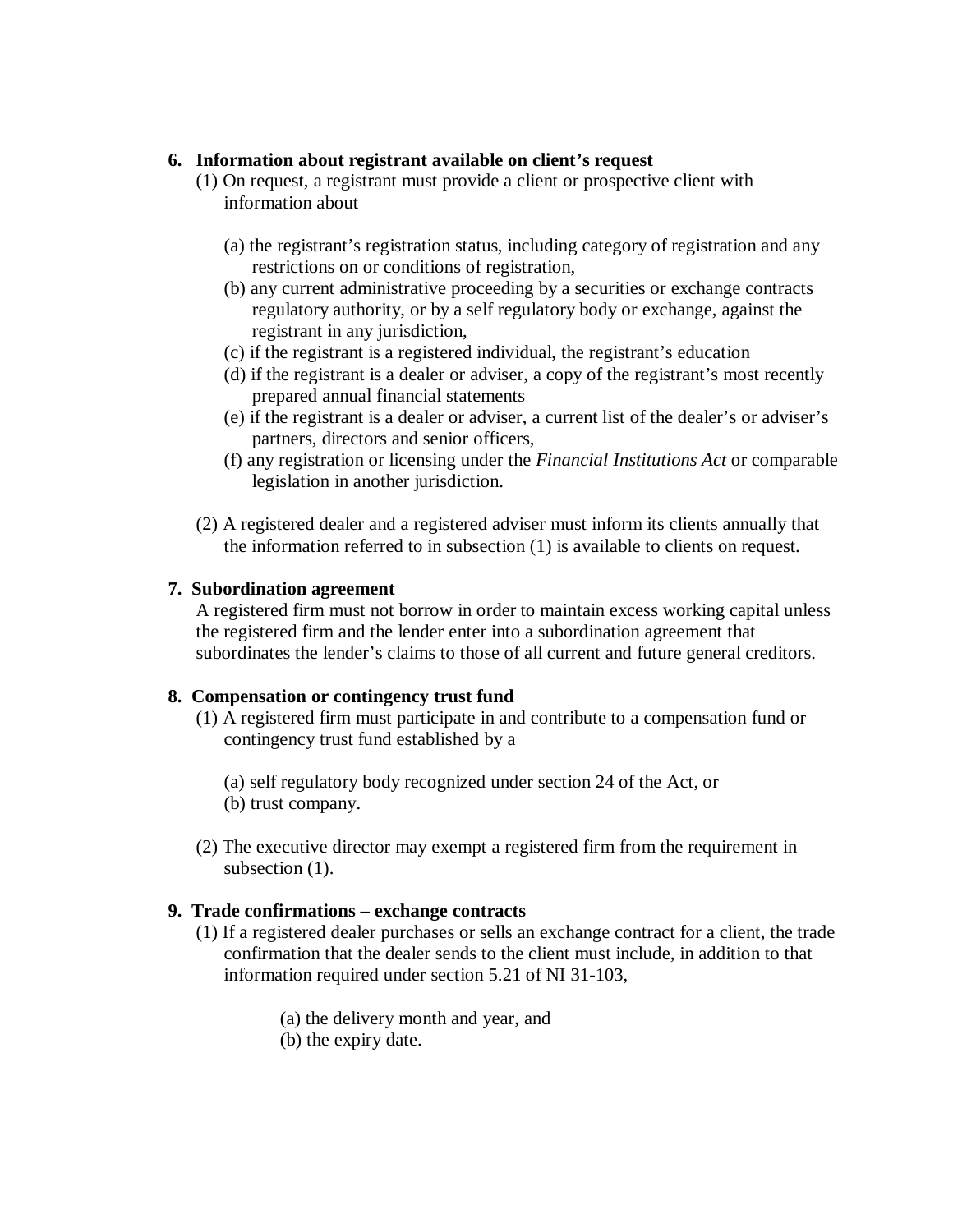**6. Information about registrant available on client's request**

(1) On request, a registrant must provide a client or prospective client with information about

(a) the registrant's registration status, including category of registration and any restrictions on or conditions of registration,

(b) any current administrative proceeding by a securities or exchange contracts regulatory authority, or by a self regulatory body or exchange, against the registrant in any jurisdiction,

(c) if the registrant is a registered individual, the registrant's education

(d) if the registrant is a dealer or adviser, a copy of the registrant's most recently prepared annual financial statements

(e) if the registrant is a dealer or adviser, a current list of the dealer's or adviser's partners, directors and senior officers,

(f) any registration or licensing under the *Financial Institutions Act* or comparable legislation in another jurisdiction.

(2) A registered dealer and a registered adviser must inform its clients annually that the information referred to in subsection (1) is available to clients on request.

**7. Subordination agreement**

A registered firm must not borrow in order to maintain excess working capital unless the registered firm and the lender enter into a subordination agreement that subordinates the lender's claims to those of all current and future general creditors.

**8. Compensation or contingency trust fund**

(1) A registered firm must participate in and contribute to a compensation fund or contingency trust fund established by a

(a) self regulatory body recognized under section 24 of the Act, or

(b) trust company.

(2) The executive director may exempt a registered firm from the requirement in subsection (1).

**9. Trade confirmations – exchange contracts**

(1) If a registered dealer purchases or sells an exchange contract for a client, the trade confirmation that the dealer sends to the client must include, in addition to that information required under section 5.21 of NI 31-103,

(a) the delivery month and year, and

(b) the expiry date.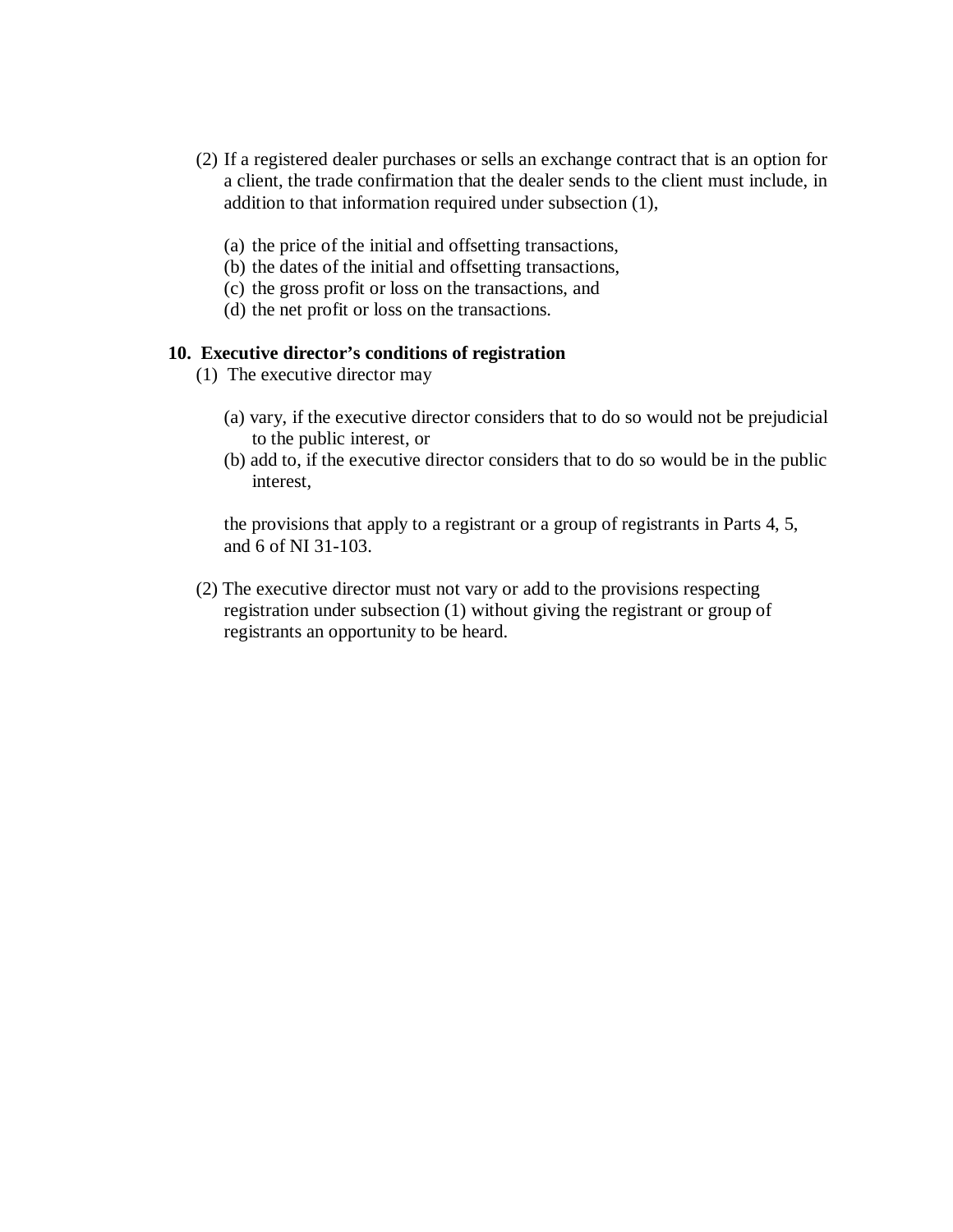(2) If a registered dealer purchases or sells an exchange contract that is an option for a client, the trade confirmation that the dealer sends to the client must include, in addition to that information required under subsection (1),

(a) the price of the initial and offsetting transactions,
(b) the dates of the initial and offsetting transactions,
(c) the gross profit or loss on the transactions, and
(d) the net profit or loss on the transactions.

**10. Executive director's conditions of registration**

(1) The executive director may

(a) vary, if the executive director considers that to do so would not be prejudicial to the public interest, or
(b) add to, if the executive director considers that to do so would be in the public interest,

the provisions that apply to a registrant or a group of registrants in Parts 4, 5, and 6 of NI 31-103.

(2) The executive director must not vary or add to the provisions respecting registration under subsection (1) without giving the registrant or group of registrants an opportunity to be heard.